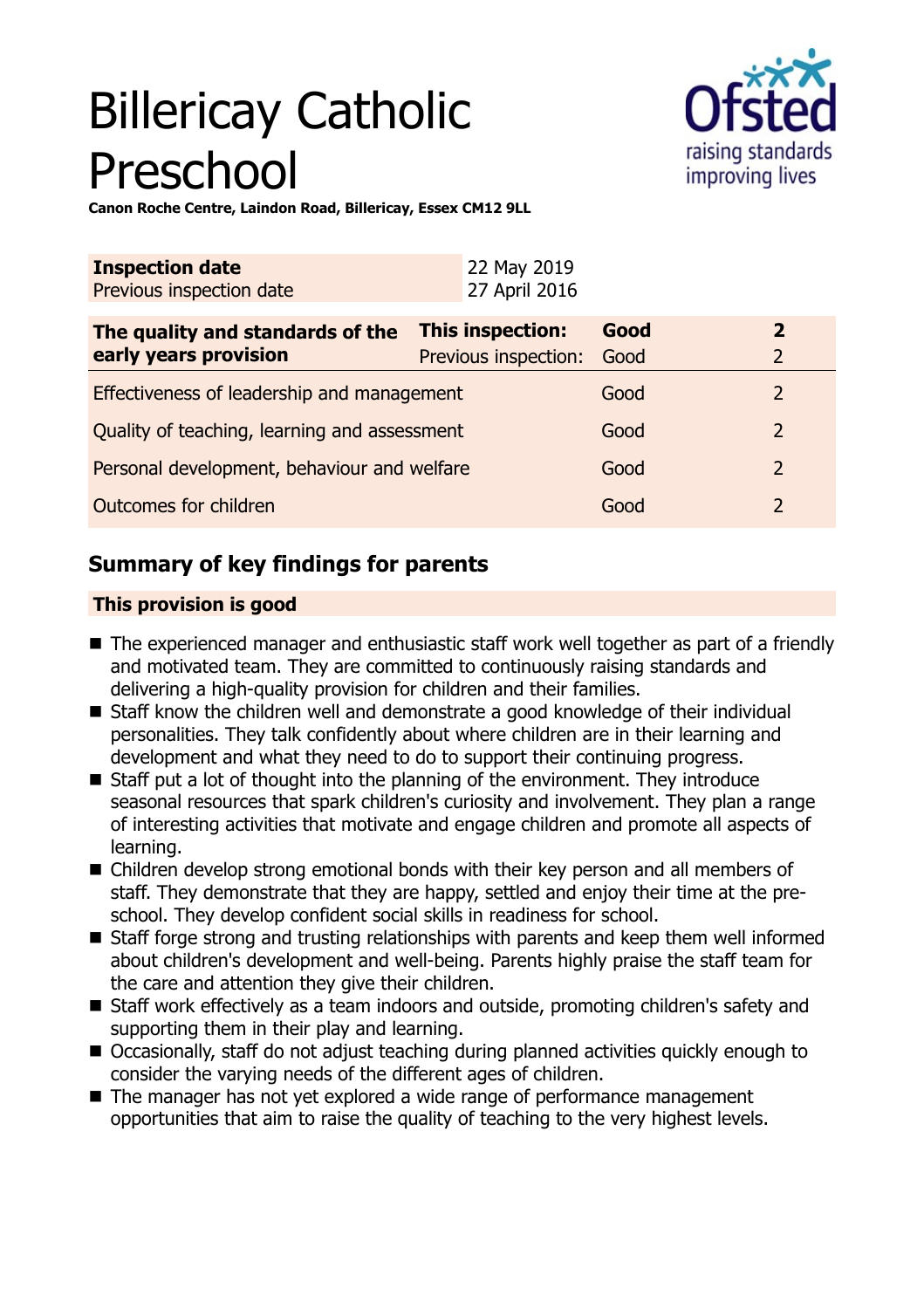# Billericay Catholic Preschool

**Canon Roche Centre, Laindon Road, Billericay, Essex CM12 9LL**

| **Inspection date** | 22 May 2019 |
|---|---|
| Previous inspection date | 27 April 2016 |

| **The quality and standards of the early years provision** | **This inspection:** | **Good** | **2** |
|---|---|---|---|
| | Previous inspection: | Good | 2 |
| Effectiveness of leadership and management | | Good | 2 |
| Quality of teaching, learning and assessment | | Good | 2 |
| Personal development, behaviour and welfare | | Good | 2 |
| Outcomes for children | | Good | 2 |

## Summary of key findings for parents

**This provision is good**

- The experienced manager and enthusiastic staff work well together as part of a friendly and motivated team. They are committed to continuously raising standards and delivering a high-quality provision for children and their families.
- Staff know the children well and demonstrate a good knowledge of their individual personalities. They talk confidently about where children are in their learning and development and what they need to do to support their continuing progress.
- Staff put a lot of thought into the planning of the environment. They introduce seasonal resources that spark children's curiosity and involvement. They plan a range of interesting activities that motivate and engage children and promote all aspects of learning.
- Children develop strong emotional bonds with their key person and all members of staff. They demonstrate that they are happy, settled and enjoy their time at the pre-school. They develop confident social skills in readiness for school.
- Staff forge strong and trusting relationships with parents and keep them well informed about children's development and well-being. Parents highly praise the staff team for the care and attention they give their children.
- Staff work effectively as a team indoors and outside, promoting children's safety and supporting them in their play and learning.
- Occasionally, staff do not adjust teaching during planned activities quickly enough to consider the varying needs of the different ages of children.
- The manager has not yet explored a wide range of performance management opportunities that aim to raise the quality of teaching to the very highest levels.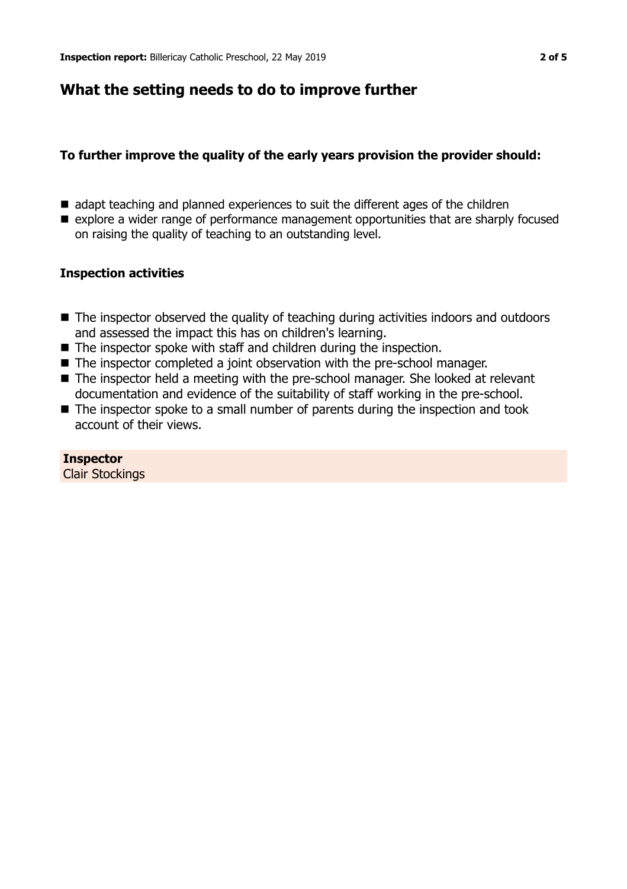## What the setting needs to do to improve further

**To further improve the quality of the early years provision the provider should:**

- adapt teaching and planned experiences to suit the different ages of the children
- explore a wider range of performance management opportunities that are sharply focused on raising the quality of teaching to an outstanding level.

### Inspection activities

- The inspector observed the quality of teaching during activities indoors and outdoors and assessed the impact this has on children's learning.
- The inspector spoke with staff and children during the inspection.
- The inspector completed a joint observation with the pre-school manager.
- The inspector held a meeting with the pre-school manager. She looked at relevant documentation and evidence of the suitability of staff working in the pre-school.
- The inspector spoke to a small number of parents during the inspection and took account of their views.

**Inspector**
Clair Stockings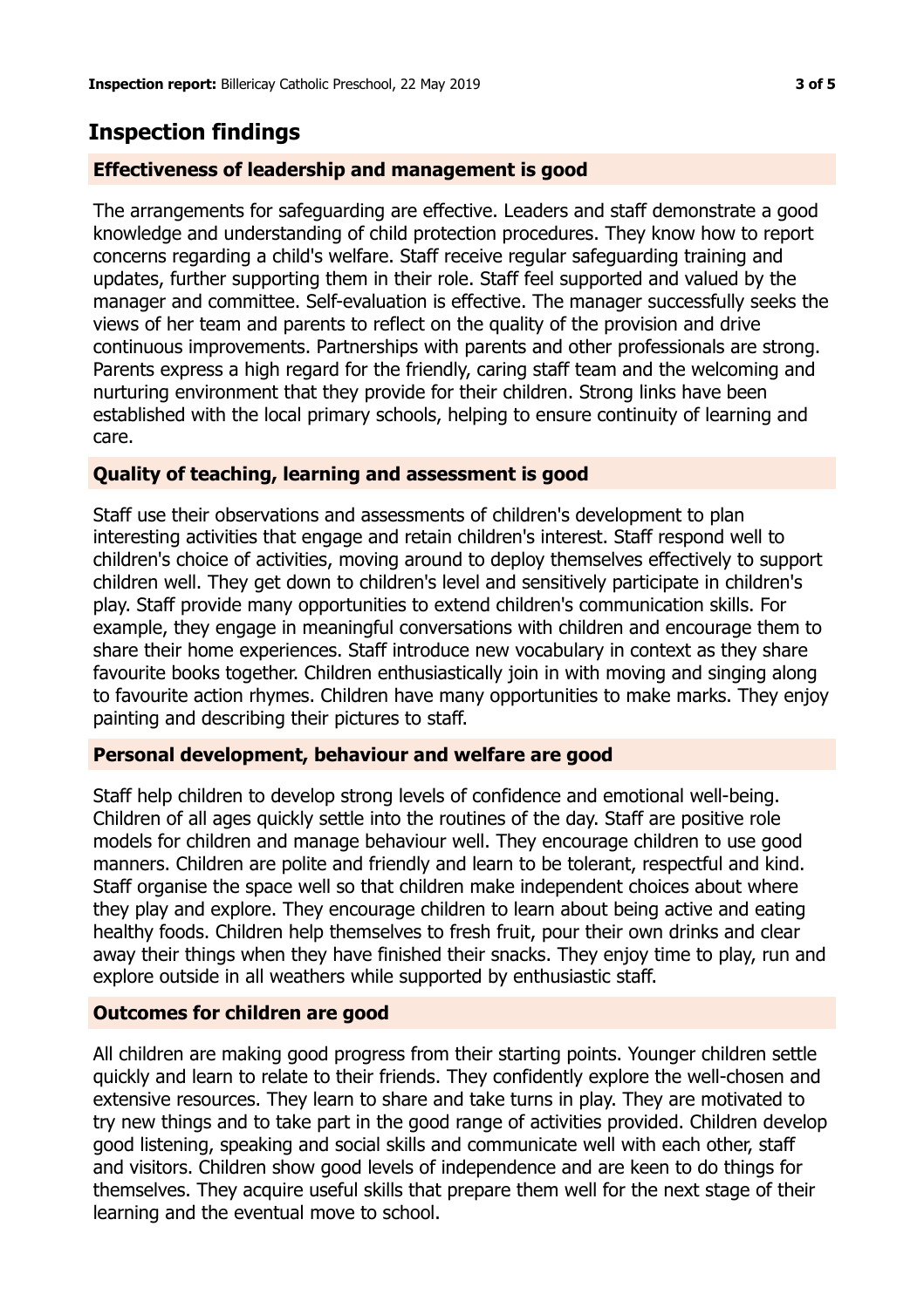## Inspection findings

### Effectiveness of leadership and management is good

The arrangements for safeguarding are effective. Leaders and staff demonstrate a good knowledge and understanding of child protection procedures. They know how to report concerns regarding a child's welfare. Staff receive regular safeguarding training and updates, further supporting them in their role. Staff feel supported and valued by the manager and committee. Self-evaluation is effective. The manager successfully seeks the views of her team and parents to reflect on the quality of the provision and drive continuous improvements. Partnerships with parents and other professionals are strong. Parents express a high regard for the friendly, caring staff team and the welcoming and nurturing environment that they provide for their children. Strong links have been established with the local primary schools, helping to ensure continuity of learning and care.

### Quality of teaching, learning and assessment is good

Staff use their observations and assessments of children's development to plan interesting activities that engage and retain children's interest. Staff respond well to children's choice of activities, moving around to deploy themselves effectively to support children well. They get down to children's level and sensitively participate in children's play. Staff provide many opportunities to extend children's communication skills. For example, they engage in meaningful conversations with children and encourage them to share their home experiences. Staff introduce new vocabulary in context as they share favourite books together. Children enthusiastically join in with moving and singing along to favourite action rhymes. Children have many opportunities to make marks. They enjoy painting and describing their pictures to staff.

### Personal development, behaviour and welfare are good

Staff help children to develop strong levels of confidence and emotional well-being. Children of all ages quickly settle into the routines of the day. Staff are positive role models for children and manage behaviour well. They encourage children to use good manners. Children are polite and friendly and learn to be tolerant, respectful and kind. Staff organise the space well so that children make independent choices about where they play and explore. They encourage children to learn about being active and eating healthy foods. Children help themselves to fresh fruit, pour their own drinks and clear away their things when they have finished their snacks. They enjoy time to play, run and explore outside in all weathers while supported by enthusiastic staff.

### Outcomes for children are good

All children are making good progress from their starting points. Younger children settle quickly and learn to relate to their friends. They confidently explore the well-chosen and extensive resources. They learn to share and take turns in play. They are motivated to try new things and to take part in the good range of activities provided. Children develop good listening, speaking and social skills and communicate well with each other, staff and visitors. Children show good levels of independence and are keen to do things for themselves. They acquire useful skills that prepare them well for the next stage of their learning and the eventual move to school.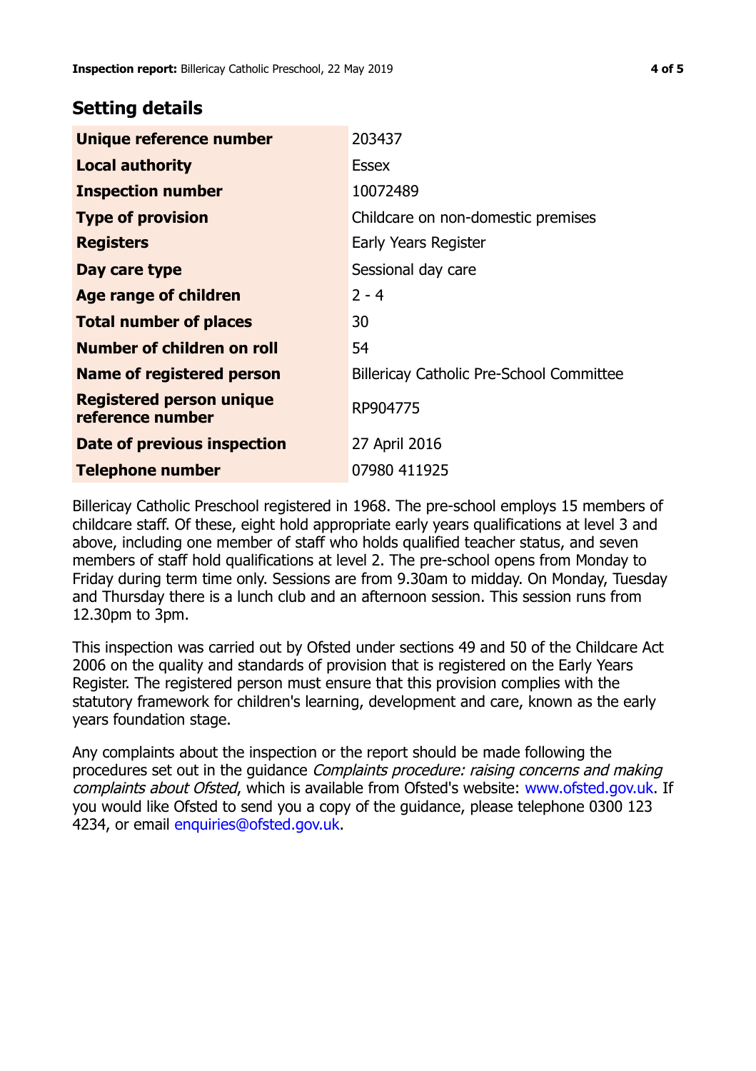## Setting details

| | |
|---|---|
| **Unique reference number** | 203437 |
| **Local authority** | Essex |
| **Inspection number** | 10072489 |
| **Type of provision** | Childcare on non-domestic premises |
| **Registers** | Early Years Register |
| **Day care type** | Sessional day care |
| **Age range of children** | 2 - 4 |
| **Total number of places** | 30 |
| **Number of children on roll** | 54 |
| **Name of registered person** | Billericay Catholic Pre-School Committee |
| **Registered person unique reference number** | RP904775 |
| **Date of previous inspection** | 27 April 2016 |
| **Telephone number** | 07980 411925 |

Billericay Catholic Preschool registered in 1968. The pre-school employs 15 members of childcare staff. Of these, eight hold appropriate early years qualifications at level 3 and above, including one member of staff who holds qualified teacher status, and seven members of staff hold qualifications at level 2. The pre-school opens from Monday to Friday during term time only. Sessions are from 9.30am to midday. On Monday, Tuesday and Thursday there is a lunch club and an afternoon session. This session runs from 12.30pm to 3pm.

This inspection was carried out by Ofsted under sections 49 and 50 of the Childcare Act 2006 on the quality and standards of provision that is registered on the Early Years Register. The registered person must ensure that this provision complies with the statutory framework for children's learning, development and care, known as the early years foundation stage.

Any complaints about the inspection or the report should be made following the procedures set out in the guidance *Complaints procedure: raising concerns and making complaints about Ofsted*, which is available from Ofsted's website: www.ofsted.gov.uk. If you would like Ofsted to send you a copy of the guidance, please telephone 0300 123 4234, or email enquiries@ofsted.gov.uk.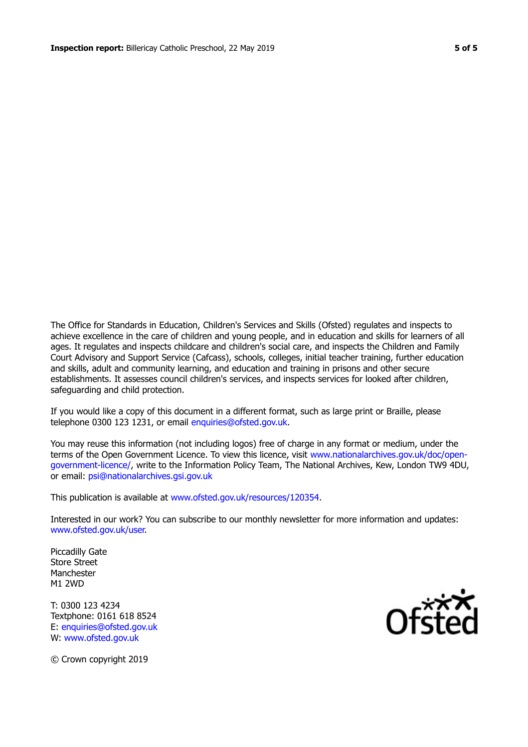The Office for Standards in Education, Children's Services and Skills (Ofsted) regulates and inspects to achieve excellence in the care of children and young people, and in education and skills for learners of all ages. It regulates and inspects childcare and children's social care, and inspects the Children and Family Court Advisory and Support Service (Cafcass), schools, colleges, initial teacher training, further education and skills, adult and community learning, and education and training in prisons and other secure establishments. It assesses council children's services, and inspects services for looked after children, safeguarding and child protection.

If you would like a copy of this document in a different format, such as large print or Braille, please telephone 0300 123 1231, or email enquiries@ofsted.gov.uk.

You may reuse this information (not including logos) free of charge in any format or medium, under the terms of the Open Government Licence. To view this licence, visit www.nationalarchives.gov.uk/doc/open-government-licence/, write to the Information Policy Team, The National Archives, Kew, London TW9 4DU, or email: psi@nationalarchives.gsi.gov.uk

This publication is available at www.ofsted.gov.uk/resources/120354.

Interested in our work? You can subscribe to our monthly newsletter for more information and updates: www.ofsted.gov.uk/user.

Piccadilly Gate
Store Street
Manchester
M1 2WD

T: 0300 123 4234
Textphone: 0161 618 8524
E: enquiries@ofsted.gov.uk
W: www.ofsted.gov.uk

© Crown copyright 2019